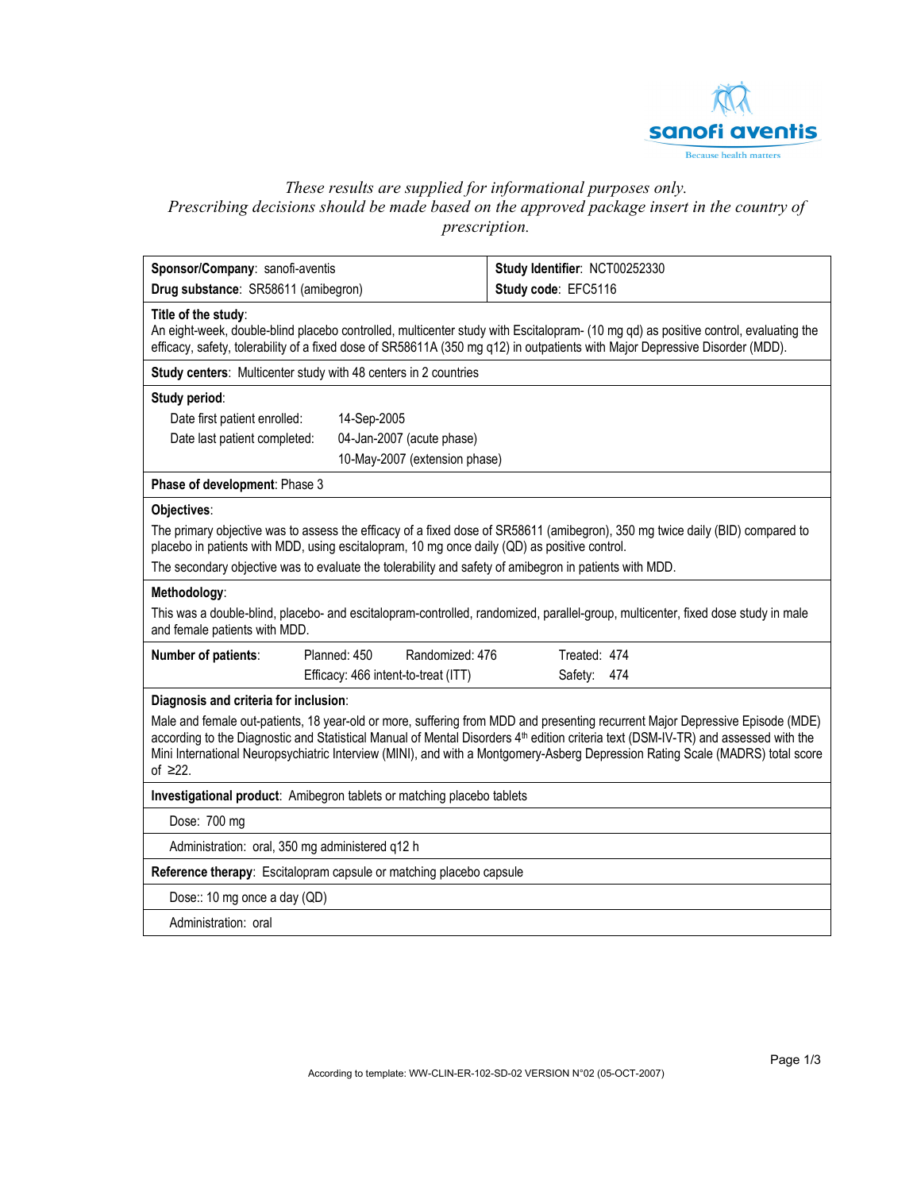*These results are supplied for informational purposes only.*
*Prescribing decisions should be made based on the approved package insert in the country of prescription.*

| **Sponsor/Company**: sanofi-aventis | **Study Identifier**: NCT00252330 |
|---|---|
| **Drug substance**: SR58611 (amibegron) | **Study code**: EFC5116 |

**Title of the study**:
An eight-week, double-blind placebo controlled, multicenter study with Escitalopram- (10 mg qd) as positive control, evaluating the efficacy, safety, tolerability of a fixed dose of SR58611A (350 mg q12) in outpatients with Major Depressive Disorder (MDD).

**Study centers**: Multicenter study with 48 centers in 2 countries

**Study period**:

| | |
|---|---|
| Date first patient enrolled: | 14-Sep-2005 |
| Date last patient completed: | 04-Jan-2007 (acute phase) |
| | 10-May-2007 (extension phase) |

**Phase of development**: Phase 3

**Objectives**:

The primary objective was to assess the efficacy of a fixed dose of SR58611 (amibegron), 350 mg twice daily (BID) compared to placebo in patients with MDD, using escitalopram, 10 mg once daily (QD) as positive control.

The secondary objective was to evaluate the tolerability and safety of amibegron in patients with MDD.

**Methodology**:

This was a double-blind, placebo- and escitalopram-controlled, randomized, parallel-group, multicenter, fixed dose study in male and female patients with MDD.

| **Number of patients**: | Planned: 450 | Randomized: 476 | Treated: 474 |
|---|---|---|---|
| | Efficacy: 466 intent-to-treat (ITT) | | Safety: 474 |

**Diagnosis and criteria for inclusion**:

Male and female out-patients, 18 year-old or more, suffering from MDD and presenting recurrent Major Depressive Episode (MDE) according to the Diagnostic and Statistical Manual of Mental Disorders 4th edition criteria text (DSM-IV-TR) and assessed with the Mini International Neuropsychiatric Interview (MINI), and with a Montgomery-Asberg Depression Rating Scale (MADRS) total score of ≥22.

**Investigational product**: Amibegron tablets or matching placebo tablets

Dose: 700 mg

Administration: oral, 350 mg administered q12 h

**Reference therapy**: Escitalopram capsule or matching placebo capsule

Dose:: 10 mg once a day (QD)

Administration: oral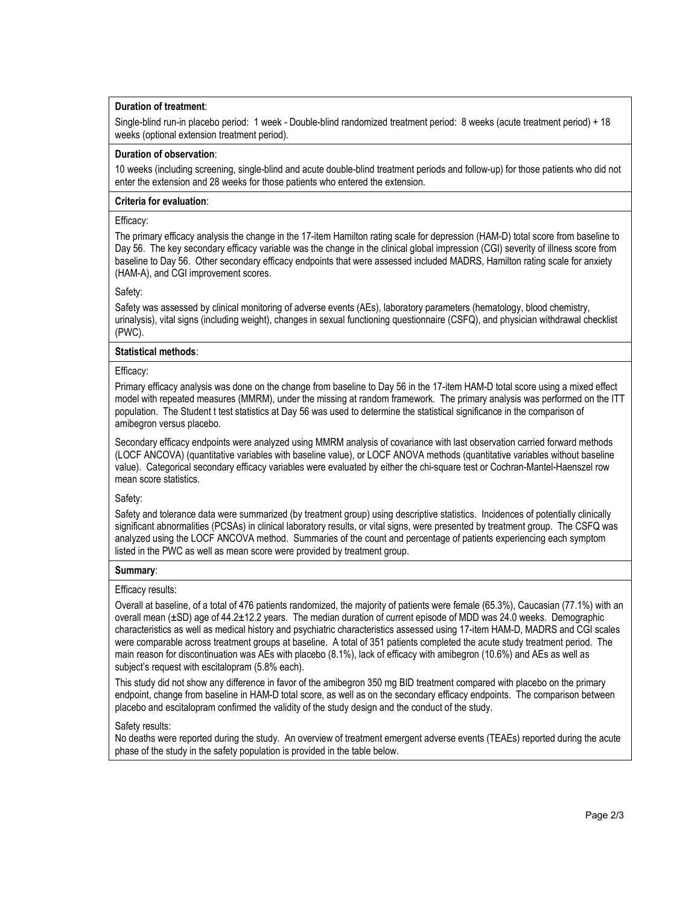**Duration of treatment**:

Single-blind run-in placebo period: 1 week - Double-blind randomized treatment period: 8 weeks (acute treatment period) + 18 weeks (optional extension treatment period).

**Duration of observation**:

10 weeks (including screening, single-blind and acute double-blind treatment periods and follow-up) for those patients who did not enter the extension and 28 weeks for those patients who entered the extension.

**Criteria for evaluation**:

Efficacy:

The primary efficacy analysis the change in the 17-item Hamilton rating scale for depression (HAM-D) total score from baseline to Day 56. The key secondary efficacy variable was the change in the clinical global impression (CGI) severity of illness score from baseline to Day 56. Other secondary efficacy endpoints that were assessed included MADRS, Hamilton rating scale for anxiety (HAM-A), and CGI improvement scores.

Safety:

Safety was assessed by clinical monitoring of adverse events (AEs), laboratory parameters (hematology, blood chemistry, urinalysis), vital signs (including weight), changes in sexual functioning questionnaire (CSFQ), and physician withdrawal checklist (PWC).

**Statistical methods**:

Efficacy:

Primary efficacy analysis was done on the change from baseline to Day 56 in the 17-item HAM-D total score using a mixed effect model with repeated measures (MMRM), under the missing at random framework. The primary analysis was performed on the ITT population. The Student t test statistics at Day 56 was used to determine the statistical significance in the comparison of amibegron versus placebo.

Secondary efficacy endpoints were analyzed using MMRM analysis of covariance with last observation carried forward methods (LOCF ANCOVA) (quantitative variables with baseline value), or LOCF ANOVA methods (quantitative variables without baseline value). Categorical secondary efficacy variables were evaluated by either the chi-square test or Cochran-Mantel-Haenszel row mean score statistics.

Safety:

Safety and tolerance data were summarized (by treatment group) using descriptive statistics. Incidences of potentially clinically significant abnormalities (PCSAs) in clinical laboratory results, or vital signs, were presented by treatment group. The CSFQ was analyzed using the LOCF ANCOVA method. Summaries of the count and percentage of patients experiencing each symptom listed in the PWC as well as mean score were provided by treatment group.

**Summary**:

Efficacy results:

Overall at baseline, of a total of 476 patients randomized, the majority of patients were female (65.3%), Caucasian (77.1%) with an overall mean (±SD) age of 44.2±12.2 years. The median duration of current episode of MDD was 24.0 weeks. Demographic characteristics as well as medical history and psychiatric characteristics assessed using 17-item HAM-D, MADRS and CGI scales were comparable across treatment groups at baseline. A total of 351 patients completed the acute study treatment period. The main reason for discontinuation was AEs with placebo (8.1%), lack of efficacy with amibegron (10.6%) and AEs as well as subject's request with escitalopram (5.8% each).

This study did not show any difference in favor of the amibegron 350 mg BID treatment compared with placebo on the primary endpoint, change from baseline in HAM-D total score, as well as on the secondary efficacy endpoints. The comparison between placebo and escitalopram confirmed the validity of the study design and the conduct of the study.

Safety results:

No deaths were reported during the study. An overview of treatment emergent adverse events (TEAEs) reported during the acute phase of the study in the safety population is provided in the table below.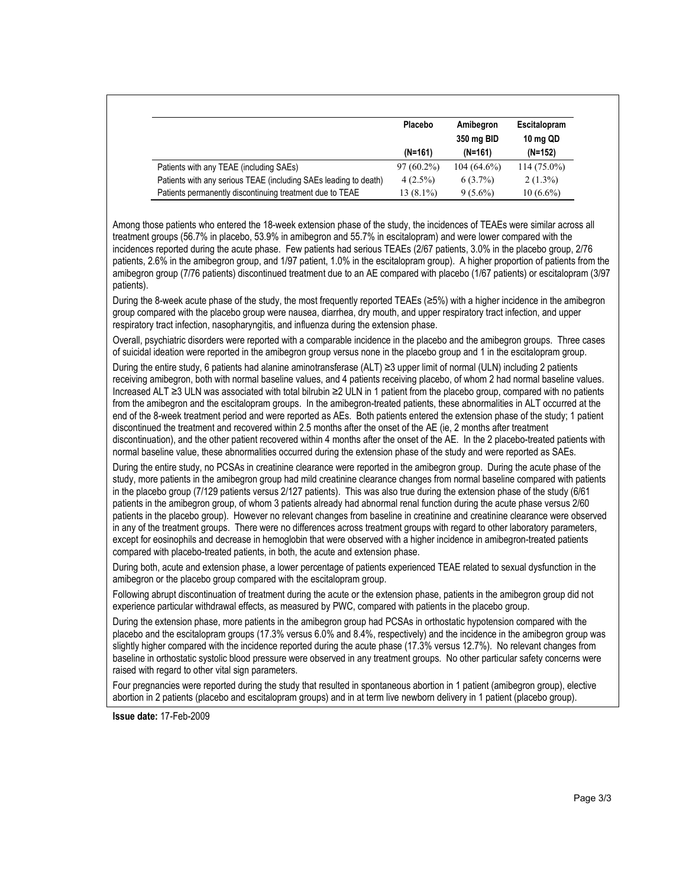| | Placebo (N=161) | Amibegron 350 mg BID (N=161) | Escitalopram 10 mg QD (N=152) |
|---|---|---|---|
| Patients with any TEAE (including SAEs) | 97 (60.2%) | 104 (64.6%) | 114 (75.0%) |
| Patients with any serious TEAE (including SAEs leading to death) | 4 (2.5%) | 6 (3.7%) | 2 (1.3%) |
| Patients permanently discontinuing treatment due to TEAE | 13 (8.1%) | 9 (5.6%) | 10 (6.6%) |

Among those patients who entered the 18-week extension phase of the study, the incidences of TEAEs were similar across all treatment groups (56.7% in placebo, 53.9% in amibegron and 55.7% in escitalopram) and were lower compared with the incidences reported during the acute phase. Few patients had serious TEAEs (2/67 patients, 3.0% in the placebo group, 2/76 patients, 2.6% in the amibegron group, and 1/97 patient, 1.0% in the escitalopram group). A higher proportion of patients from the amibegron group (7/76 patients) discontinued treatment due to an AE compared with placebo (1/67 patients) or escitalopram (3/97 patients).

During the 8-week acute phase of the study, the most frequently reported TEAEs (≥5%) with a higher incidence in the amibegron group compared with the placebo group were nausea, diarrhea, dry mouth, and upper respiratory tract infection, and upper respiratory tract infection, nasopharyngitis, and influenza during the extension phase.

Overall, psychiatric disorders were reported with a comparable incidence in the placebo and the amibegron groups. Three cases of suicidal ideation were reported in the amibegron group versus none in the placebo group and 1 in the escitalopram group.

During the entire study, 6 patients had alanine aminotransferase (ALT) ≥3 upper limit of normal (ULN) including 2 patients receiving amibegron, both with normal baseline values, and 4 patients receiving placebo, of whom 2 had normal baseline values. Increased ALT ≥3 ULN was associated with total bilirubin ≥2 ULN in 1 patient from the placebo group, compared with no patients from the amibegron and the escitalopram groups. In the amibegron-treated patients, these abnormalities in ALT occurred at the end of the 8-week treatment period and were reported as AEs. Both patients entered the extension phase of the study; 1 patient discontinued the treatment and recovered within 2.5 months after the onset of the AE (ie, 2 months after treatment discontinuation), and the other patient recovered within 4 months after the onset of the AE. In the 2 placebo-treated patients with normal baseline value, these abnormalities occurred during the extension phase of the study and were reported as SAEs.

During the entire study, no PCSAs in creatinine clearance were reported in the amibegron group. During the acute phase of the study, more patients in the amibegron group had mild creatinine clearance changes from normal baseline compared with patients in the placebo group (7/129 patients versus 2/127 patients). This was also true during the extension phase of the study (6/61 patients in the amibegron group, of whom 3 patients already had abnormal renal function during the acute phase versus 2/60 patients in the placebo group). However no relevant changes from baseline in creatinine and creatinine clearance were observed in any of the treatment groups. There were no differences across treatment groups with regard to other laboratory parameters, except for eosinophils and decrease in hemoglobin that were observed with a higher incidence in amibegron-treated patients compared with placebo-treated patients, in both, the acute and extension phase.

During both, acute and extension phase, a lower percentage of patients experienced TEAE related to sexual dysfunction in the amibegron or the placebo group compared with the escitalopram group.

Following abrupt discontinuation of treatment during the acute or the extension phase, patients in the amibegron group did not experience particular withdrawal effects, as measured by PWC, compared with patients in the placebo group.

During the extension phase, more patients in the amibegron group had PCSAs in orthostatic hypotension compared with the placebo and the escitalopram groups (17.3% versus 6.0% and 8.4%, respectively) and the incidence in the amibegron group was slightly higher compared with the incidence reported during the acute phase (17.3% versus 12.7%). No relevant changes from baseline in orthostatic systolic blood pressure were observed in any treatment groups. No other particular safety concerns were raised with regard to other vital sign parameters.

Four pregnancies were reported during the study that resulted in spontaneous abortion in 1 patient (amibegron group), elective abortion in 2 patients (placebo and escitalopram groups) and in at term live newborn delivery in 1 patient (placebo group).

**Issue date:** 17-Feb-2009